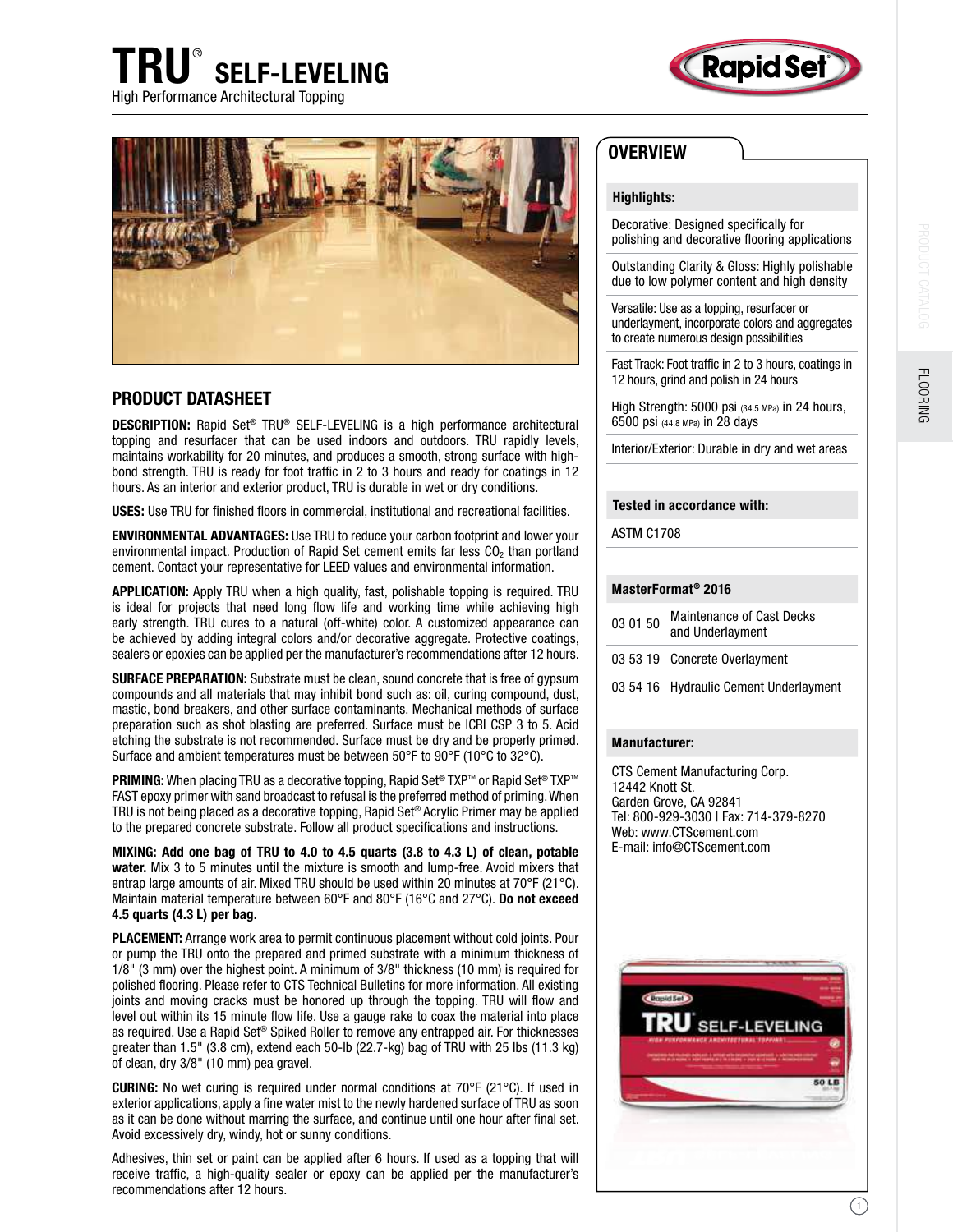# TRU® SELF-LEVELING

High Performance Architectural Topping

## PRODUCT DATASHEET

**DESCRIPTION:** Rapid Set® TRU® SELF-LEVELING is a high performance architectural topping and resurfacer that can be used indoors and outdoors. TRU rapidly levels, maintains workability for 20 minutes, and produces a smooth, strong surface with high-bond strength. TRU is ready for foot traffic in 2 to 3 hours and ready for coatings in 12 hours. As an interior and exterior product, TRU is durable in wet or dry conditions.

**USES:** Use TRU for finished floors in commercial, institutional and recreational facilities.

**ENVIRONMENTAL ADVANTAGES:** Use TRU to reduce your carbon footprint and lower your environmental impact. Production of Rapid Set cement emits far less $CO_2$ than portland cement. Contact your representative for LEED values and environmental information.

**APPLICATION:** Apply TRU when a high quality, fast, polishable topping is required. TRU is ideal for projects that need long flow life and working time while achieving high early strength. TRU cures to a natural (off-white) color. A customized appearance can be achieved by adding integral colors and/or decorative aggregate. Protective coatings, sealers or epoxies can be applied per the manufacturer's recommendations after 12 hours.

**SURFACE PREPARATION:** Substrate must be clean, sound concrete that is free of gypsum compounds and all materials that may inhibit bond such as: oil, curing compound, dust, mastic, bond breakers, and other surface contaminants. Mechanical methods of surface preparation such as shot blasting are preferred. Surface must be ICRI CSP 3 to 5. Acid etching the substrate is not recommended. Surface must be dry and be properly primed. Surface and ambient temperatures must be between 50°F to 90°F (10°C to 32°C).

**PRIMING:** When placing TRU as a decorative topping, Rapid Set® TXP™ or Rapid Set® TXP™ FAST epoxy primer with sand broadcast to refusal is the preferred method of priming. When TRU is not being placed as a decorative topping, Rapid Set® Acrylic Primer may be applied to the prepared concrete substrate. Follow all product specifications and instructions.

**MIXING: Add one bag of TRU to 4.0 to 4.5 quarts (3.8 to 4.3 L) of clean, potable water.** Mix 3 to 5 minutes until the mixture is smooth and lump-free. Avoid mixers that entrap large amounts of air. Mixed TRU should be used within 20 minutes at 70°F (21°C). Maintain material temperature between 60°F and 80°F (16°C and 27°C). **Do not exceed 4.5 quarts (4.3 L) per bag.**

**PLACEMENT:** Arrange work area to permit continuous placement without cold joints. Pour or pump the TRU onto the prepared and primed substrate with a minimum thickness of 1/8" (3 mm) over the highest point. A minimum of 3/8" thickness (10 mm) is required for polished flooring. Please refer to CTS Technical Bulletins for more information. All existing joints and moving cracks must be honored up through the topping. TRU will flow and level out within its 15 minute flow life. Use a gauge rake to coax the material into place as required. Use a Rapid Set® Spiked Roller to remove any entrapped air. For thicknesses greater than 1.5" (3.8 cm), extend each 50-lb (22.7-kg) bag of TRU with 25 lbs (11.3 kg) of clean, dry 3/8" (10 mm) pea gravel.

**CURING:** No wet curing is required under normal conditions at 70°F (21°C). If used in exterior applications, apply a fine water mist to the newly hardened surface of TRU as soon as it can be done without marring the surface, and continue until one hour after final set. Avoid excessively dry, windy, hot or sunny conditions.

Adhesives, thin set or paint can be applied after 6 hours. If used as a topping that will receive traffic, a high-quality sealer or epoxy can be applied per the manufacturer's recommendations after 12 hours.

## OVERVIEW

### Highlights:

- Decorative: Designed specifically for polishing and decorative flooring applications
- Outstanding Clarity & Gloss: Highly polishable due to low polymer content and high density
- Versatile: Use as a topping, resurfacer or underlayment, incorporate colors and aggregates to create numerous design possibilities
- Fast Track: Foot traffic in 2 to 3 hours, coatings in 12 hours, grind and polish in 24 hours
- High Strength: 5000 psi (34.5 MPa) in 24 hours, 6500 psi (44.8 MPa) in 28 days
- Interior/Exterior: Durable in dry and wet areas

### Tested in accordance with:

ASTM C1708

### MasterFormat® 2016

| | |
|---|---|
| 03 01 50 | Maintenance of Cast Decks and Underlayment |
| 03 53 19 | Concrete Overlayment |
| 03 54 16 | Hydraulic Cement Underlayment |

### Manufacturer:

CTS Cement Manufacturing Corp.
12442 Knott St.
Garden Grove, CA 92841
Tel: 800-929-3030 | Fax: 714-379-8270
Web: www.CTScement.com
E-mail: info@CTScement.com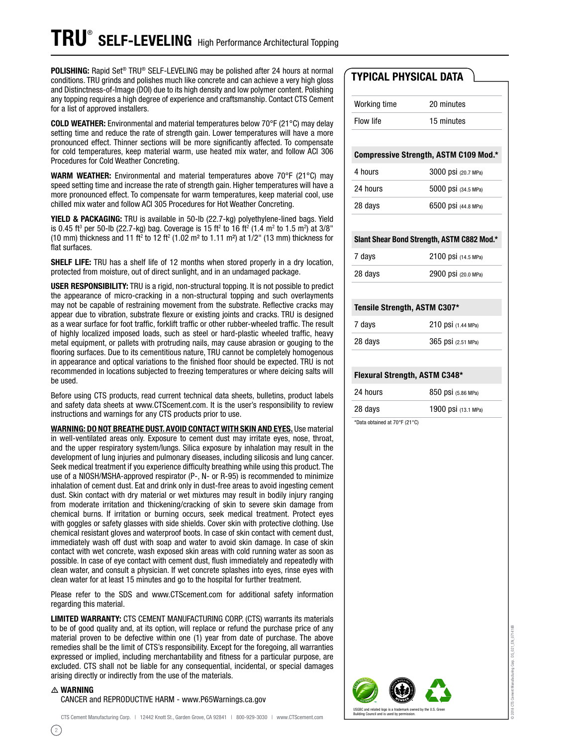# TRU® SELF-LEVELING High Performance Architectural Topping

**POLISHING:** Rapid Set® TRU® SELF-LEVELING may be polished after 24 hours at normal conditions. TRU grinds and polishes much like concrete and can achieve a very high gloss and Distinctness-of-Image (DOI) due to its high density and low polymer content. Polishing any topping requires a high degree of experience and craftsmanship. Contact CTS Cement for a list of approved installers.

**COLD WEATHER:** Environmental and material temperatures below 70°F (21°C) may delay setting time and reduce the rate of strength gain. Lower temperatures will have a more pronounced effect. Thinner sections will be more significantly affected. To compensate for cold temperatures, keep material warm, use heated mix water, and follow ACI 306 Procedures for Cold Weather Concreting.

**WARM WEATHER:** Environmental and material temperatures above 70°F (21°C) may speed setting time and increase the rate of strength gain. Higher temperatures will have a more pronounced effect. To compensate for warm temperatures, keep material cool, use chilled mix water and follow ACI 305 Procedures for Hot Weather Concreting.

**YIELD & PACKAGING:** TRU is available in 50-lb (22.7-kg) polyethylene-lined bags. Yield is 0.45 $ft^3$ per 50-lb (22.7-kg) bag. Coverage is 15 $ft^2$ to 16 $ft^2$ (1.4 $m^2$ to 1.5 $m^2$) at 3/8" (10 mm) thickness and 11 $ft^2$ to 12 $ft^2$ (1.02 $m^2$ to 1.11 $m^2$) at 1/2" (13 mm) thickness for flat surfaces.

**SHELF LIFE:** TRU has a shelf life of 12 months when stored properly in a dry location, protected from moisture, out of direct sunlight, and in an undamaged package.

**USER RESPONSIBILITY:** TRU is a rigid, non-structural topping. It is not possible to predict the appearance of micro-cracking in a non-structural topping and such overlayments may not be capable of restraining movement from the substrate. Reflective cracks may appear due to vibration, substrate flexure or existing joints and cracks. TRU is designed as a wear surface for foot traffic, forklift traffic or other rubber-wheeled traffic. The result of highly localized imposed loads, such as steel or hard-plastic wheeled traffic, heavy metal equipment, or pallets with protruding nails, may cause abrasion or gouging to the flooring surfaces. Due to its cementitious nature, TRU cannot be completely homogenous in appearance and optical variations to the finished floor should be expected. TRU is not recommended in locations subjected to freezing temperatures or where deicing salts will be used.

Before using CTS products, read current technical data sheets, bulletins, product labels and safety data sheets at www.CTScement.com. It is the user's responsibility to review instructions and warnings for any CTS products prior to use.

**WARNING: DO NOT BREATHE DUST. AVOID CONTACT WITH SKIN AND EYES.** Use material in well-ventilated areas only. Exposure to cement dust may irritate eyes, nose, throat, and the upper respiratory system/lungs. Silica exposure by inhalation may result in the development of lung injuries and pulmonary diseases, including silicosis and lung cancer. Seek medical treatment if you experience difficulty breathing while using this product. The use of a NIOSH/MSHA-approved respirator (P-, N- or R-95) is recommended to minimize inhalation of cement dust. Eat and drink only in dust-free areas to avoid ingesting cement dust. Skin contact with dry material or wet mixtures may result in bodily injury ranging from moderate irritation and thickening/cracking of skin to severe skin damage from chemical burns. If irritation or burning occurs, seek medical treatment. Protect eyes with goggles or safety glasses with side shields. Cover skin with protective clothing. Use chemical resistant gloves and waterproof boots. In case of skin contact with cement dust, immediately wash off dust with soap and water to avoid skin damage. In case of skin contact with wet concrete, wash exposed skin areas with cold running water as soon as possible. In case of eye contact with cement dust, flush immediately and repeatedly with clean water, and consult a physician. If wet concrete splashes into eyes, rinse eyes with clean water for at least 15 minutes and go to the hospital for further treatment.

Please refer to the SDS and www.CTScement.com for additional safety information regarding this material.

**LIMITED WARRANTY:** CTS CEMENT MANUFACTURING CORP. (CTS) warrants its materials to be of good quality and, at its option, will replace or refund the purchase price of any material proven to be defective within one (1) year from date of purchase. The above remedies shall be the limit of CTS's responsibility. Except for the foregoing, all warranties expressed or implied, including merchantability and fitness for a particular purpose, are excluded. CTS shall not be liable for any consequential, incidental, or special damages arising directly or indirectly from the use of the materials.

⚠ **WARNING**

CANCER and REPRODUCTIVE HARM - www.P65Warnings.ca.gov

## TYPICAL PHYSICAL DATA

| | |
|---|---|
| Working time | 20 minutes |
| Flow life | 15 minutes |

| Compressive Strength, ASTM C109 Mod.* | |
|---|---|
| 4 hours | 3000 psi (20.7 MPa) |
| 24 hours | 5000 psi (34.5 MPa) |
| 28 days | 6500 psi (44.8 MPa) |

| Slant Shear Bond Strength, ASTM C882 Mod.* | |
|---|---|
| 7 days | 2100 psi (14.5 MPa) |
| 28 days | 2900 psi (20.0 MPa) |

| Tensile Strength, ASTM C307* | |
|---|---|
| 7 days | 210 psi (1.44 MPa) |
| 28 days | 365 psi (2.51 MPa) |

| Flexural Strength, ASTM C348* | |
|---|---|
| 24 hours | 850 psi (5.86 MPa) |
| 28 days | 1900 psi (13.1 MPa) |

*Data obtained at 70°F (21°C)

USGBC and related logo is a trademark owned by the U.S. Green Building Council and is used by permission.

CTS Cement Manufacturing Corp. | 12442 Knott St., Garden Grove, CA 92841 | 800-929-3030 | www.CTScement.com

© 2018 CTS Cement Manufacturing Corp. DS_021_EN_074188